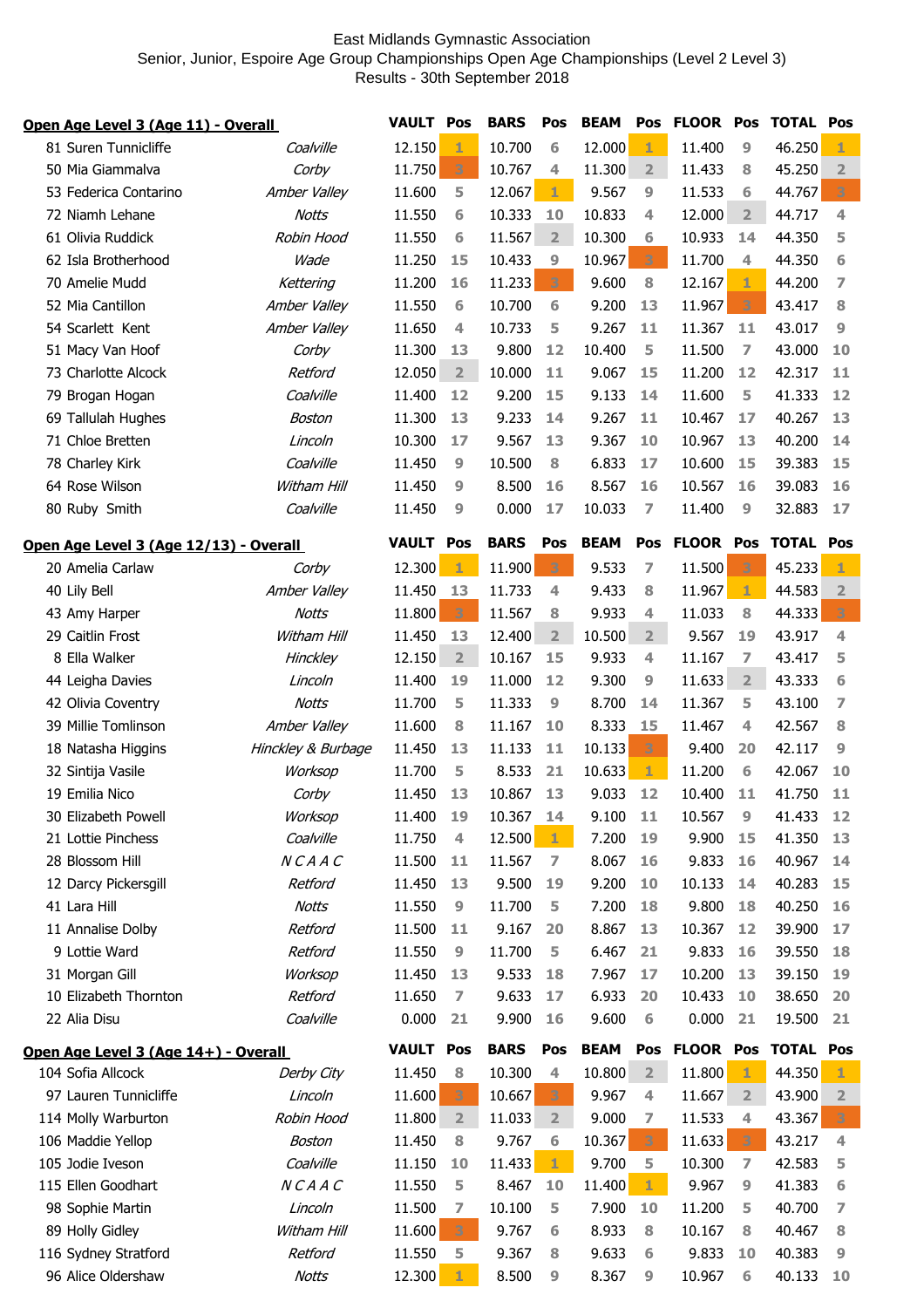East Midlands Gymnastic Association

Senior, Junior, Espoire Age Group Championships Open Age Championships (Level 2 Level 3)

Results - 30th September 2018

## Open Age Level 3 (Age 11) - Overall

| No. | Name | Club | VAULT | Pos | BARS | Pos | BEAM | Pos | FLOOR | Pos | TOTAL | Pos |
|---|---|---|---|---|---|---|---|---|---|---|---|---|
| 81 | Suren Tunnicliffe | *Coalville* | 11.150 | 1 | 10.700 | 6 | 12.000 | 1 | 11.400 | 9 | 46.250 | 1 |
| 50 | Mia Giammalva | *Corby* | 11.750 | 3 | 10.767 | 4 | 11.300 | 2 | 11.433 | 8 | 45.250 | 2 |
| 53 | Federica Contarino | *Amber Valley* | 11.600 | 5 | 12.067 | 1 | 9.567 | 9 | 11.533 | 6 | 44.767 | 3 |
| 72 | Niamh Lehane | *Notts* | 11.550 | 6 | 10.333 | 10 | 10.833 | 4 | 12.000 | 2 | 44.717 | 4 |
| 61 | Olivia Ruddick | *Robin Hood* | 11.550 | 6 | 11.567 | 2 | 10.300 | 6 | 10.933 | 14 | 44.350 | 5 |
| 62 | Isla Brotherhood | *Wade* | 11.250 | 15 | 10.433 | 9 | 10.967 | 3 | 11.700 | 4 | 44.350 | 6 |
| 70 | Amelie Mudd | *Kettering* | 11.200 | 16 | 11.233 | 3 | 9.600 | 8 | 12.167 | 1 | 44.200 | 7 |
| 52 | Mia Cantillon | *Amber Valley* | 11.550 | 6 | 10.700 | 6 | 9.200 | 13 | 11.967 | 3 | 43.417 | 8 |
| 54 | Scarlett Kent | *Amber Valley* | 11.650 | 4 | 10.733 | 5 | 9.267 | 11 | 11.367 | 11 | 43.017 | 9 |
| 51 | Macy Van Hoof | *Corby* | 11.300 | 13 | 9.800 | 12 | 10.400 | 5 | 11.500 | 7 | 43.000 | 10 |
| 73 | Charlotte Alcock | *Retford* | 12.050 | 2 | 10.000 | 11 | 9.067 | 15 | 11.200 | 12 | 42.317 | 11 |
| 79 | Brogan Hogan | *Coalville* | 11.400 | 12 | 9.200 | 15 | 9.133 | 14 | 11.600 | 5 | 41.333 | 12 |
| 69 | Tallulah Hughes | *Boston* | 11.300 | 13 | 9.233 | 14 | 9.267 | 11 | 10.467 | 17 | 40.267 | 13 |
| 71 | Chloe Bretten | *Lincoln* | 10.300 | 17 | 9.567 | 13 | 9.367 | 10 | 10.967 | 13 | 40.200 | 14 |
| 78 | Charley Kirk | *Coalville* | 11.450 | 9 | 10.500 | 8 | 6.833 | 17 | 10.600 | 15 | 39.383 | 15 |
| 64 | Rose Wilson | *Witham Hill* | 11.450 | 9 | 8.500 | 16 | 8.567 | 16 | 10.567 | 16 | 39.083 | 16 |
| 80 | Ruby Smith | *Coalville* | 11.450 | 9 | 0.000 | 17 | 10.033 | 7 | 11.400 | 9 | 32.883 | 17 |

## Open Age Level 3 (Age 12/13) - Overall

| No. | Name | Club | VAULT | Pos | BARS | Pos | BEAM | Pos | FLOOR | Pos | TOTAL | Pos |
|---|---|---|---|---|---|---|---|---|---|---|---|---|
| 20 | Amelia Carlaw | *Corby* | 12.300 | 1 | 11.900 | 3 | 9.533 | 7 | 11.500 | 3 | 45.233 | 1 |
| 40 | Lily Bell | *Amber Valley* | 11.450 | 13 | 11.733 | 4 | 9.433 | 8 | 11.967 | 1 | 44.583 | 2 |
| 43 | Amy Harper | *Notts* | 11.800 | 3 | 11.567 | 8 | 9.933 | 4 | 11.033 | 8 | 44.333 | 3 |
| 29 | Caitlin Frost | *Witham Hill* | 11.450 | 13 | 12.400 | 2 | 10.500 | 2 | 9.567 | 19 | 43.917 | 4 |
| 8 | Ella Walker | *Hinckley* | 12.150 | 2 | 10.167 | 15 | 9.933 | 4 | 11.167 | 7 | 43.417 | 5 |
| 44 | Leigha Davies | *Lincoln* | 11.400 | 19 | 11.000 | 12 | 9.300 | 9 | 11.633 | 2 | 43.333 | 6 |
| 42 | Olivia Coventry | *Notts* | 11.700 | 5 | 11.333 | 9 | 8.700 | 14 | 11.367 | 5 | 43.100 | 7 |
| 39 | Millie Tomlinson | *Amber Valley* | 11.600 | 8 | 11.167 | 10 | 8.333 | 15 | 11.467 | 4 | 42.567 | 8 |
| 18 | Natasha Higgins | *Hinckley & Burbage* | 11.450 | 13 | 11.133 | 11 | 10.133 | 3 | 9.400 | 20 | 42.117 | 9 |
| 32 | Sintija Vasile | *Worksop* | 11.700 | 5 | 8.533 | 21 | 10.633 | 1 | 11.200 | 6 | 42.067 | 10 |
| 19 | Emilia Nico | *Corby* | 11.450 | 13 | 10.867 | 13 | 9.033 | 12 | 10.400 | 11 | 41.750 | 11 |
| 30 | Elizabeth Powell | *Worksop* | 11.400 | 19 | 10.367 | 14 | 9.100 | 11 | 10.567 | 9 | 41.433 | 12 |
| 21 | Lottie Pinchess | *Coalville* | 11.750 | 4 | 12.500 | 1 | 7.200 | 19 | 9.900 | 15 | 41.350 | 13 |
| 28 | Blossom Hill | *N C A A C* | 11.500 | 11 | 11.567 | 7 | 8.067 | 16 | 9.833 | 16 | 40.967 | 14 |
| 12 | Darcy Pickersgill | *Retford* | 11.450 | 13 | 9.500 | 19 | 9.200 | 10 | 10.133 | 14 | 40.283 | 15 |
| 41 | Lara Hill | *Notts* | 11.550 | 9 | 11.700 | 5 | 7.200 | 18 | 9.800 | 18 | 40.250 | 16 |
| 11 | Annalise Dolby | *Retford* | 11.500 | 11 | 9.167 | 20 | 8.867 | 13 | 10.367 | 12 | 39.900 | 17 |
| 9 | Lottie Ward | *Retford* | 11.550 | 9 | 11.700 | 5 | 6.467 | 21 | 9.833 | 16 | 39.550 | 18 |
| 31 | Morgan Gill | *Worksop* | 11.450 | 13 | 9.533 | 18 | 7.967 | 17 | 10.200 | 13 | 39.150 | 19 |
| 10 | Elizabeth Thornton | *Retford* | 11.650 | 7 | 9.633 | 17 | 6.933 | 20 | 10.433 | 10 | 38.650 | 20 |
| 22 | Alia Disu | *Coalville* | 0.000 | 21 | 9.900 | 16 | 9.600 | 6 | 0.000 | 21 | 19.500 | 21 |

## Open Age Level 3 (Age 14+) - Overall

| No. | Name | Club | VAULT | Pos | BARS | Pos | BEAM | Pos | FLOOR | Pos | TOTAL | Pos |
|---|---|---|---|---|---|---|---|---|---|---|---|---|
| 104 | Sofia Allcock | *Derby City* | 11.450 | 8 | 10.300 | 4 | 10.800 | 2 | 11.800 | 1 | 44.350 | 1 |
| 97 | Lauren Tunnicliffe | *Lincoln* | 11.600 | 3 | 10.667 | 3 | 9.967 | 4 | 11.667 | 2 | 43.900 | 2 |
| 114 | Molly Warburton | *Robin Hood* | 11.800 | 2 | 11.033 | 2 | 9.000 | 7 | 11.533 | 4 | 43.367 | 3 |
| 106 | Maddie Yellop | *Boston* | 11.450 | 8 | 9.767 | 6 | 10.367 | 3 | 11.633 | 3 | 43.217 | 4 |
| 105 | Jodie Iveson | *Coalville* | 11.150 | 10 | 11.433 | 1 | 9.700 | 5 | 10.300 | 7 | 42.583 | 5 |
| 115 | Ellen Goodhart | *N C A A C* | 11.550 | 5 | 8.467 | 10 | 11.400 | 1 | 9.967 | 9 | 41.383 | 6 |
| 98 | Sophie Martin | *Lincoln* | 11.500 | 7 | 10.100 | 5 | 7.900 | 10 | 11.200 | 5 | 40.700 | 7 |
| 89 | Holly Gidley | *Witham Hill* | 11.600 | 3 | 9.767 | 6 | 8.933 | 8 | 10.167 | 8 | 40.467 | 8 |
| 116 | Sydney Stratford | *Retford* | 11.550 | 5 | 9.367 | 8 | 9.633 | 6 | 9.833 | 10 | 40.383 | 9 |
| 96 | Alice Oldershaw | *Notts* | 12.300 | 1 | 8.500 | 9 | 8.367 | 9 | 10.967 | 6 | 40.133 | 10 |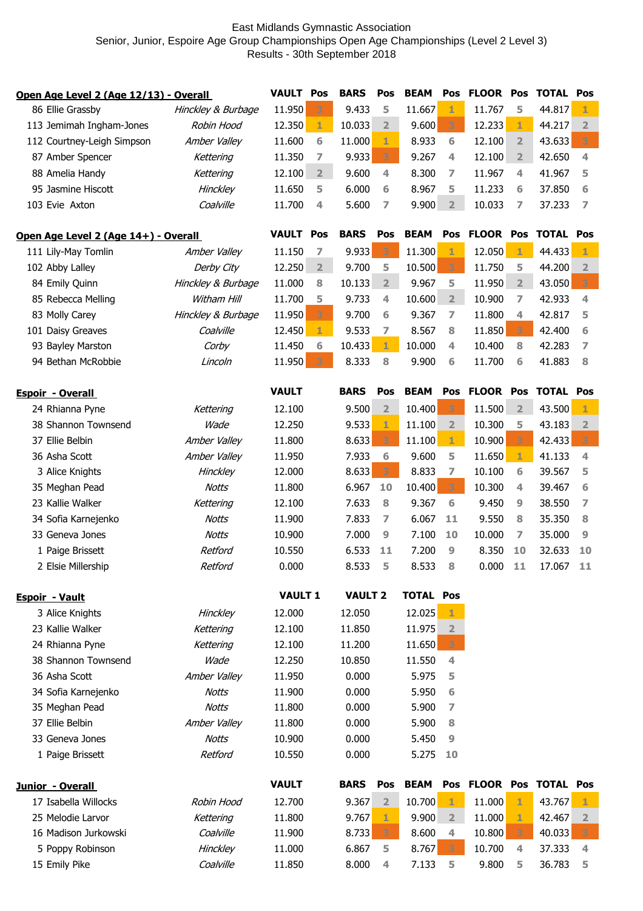East Midlands Gymnastic Association

Senior, Junior, Espoire Age Group Championships Open Age Championships (Level 2 Level 3)

Results - 30th September 2018

**Open Age Level 2 (Age 12/13) - Overall**

| No. | Name | Club | VAULT | Pos | BARS | Pos | BEAM | Pos | FLOOR | Pos | TOTAL | Pos |
|---|---|---|---|---|---|---|---|---|---|---|---|---|
| 86 | Ellie Grassby | *Hinckley & Burbage* | 11.950 | 3 | 9.433 | 5 | 11.667 | 1 | 11.767 | 5 | 44.817 | 1 |
| 113 | Jemimah Ingham-Jones | *Robin Hood* | 12.350 | 1 | 10.033 | 2 | 9.600 | 3 | 12.233 | 1 | 44.217 | 2 |
| 112 | Courtney-Leigh Simpson | *Amber Valley* | 11.600 | 6 | 11.000 | 1 | 8.933 | 6 | 12.100 | 2 | 43.633 | 3 |
| 87 | Amber Spencer | *Kettering* | 11.350 | 7 | 9.933 | 3 | 9.267 | 4 | 12.100 | 2 | 42.650 | 4 |
| 88 | Amelia Handy | *Kettering* | 12.100 | 2 | 9.600 | 4 | 8.300 | 7 | 11.967 | 4 | 41.967 | 5 |
| 95 | Jasmine Hiscott | *Hinckley* | 11.650 | 5 | 6.000 | 6 | 8.967 | 5 | 11.233 | 6 | 37.850 | 6 |
| 103 | Evie Axton | *Coalville* | 11.700 | 4 | 5.600 | 7 | 9.900 | 2 | 10.033 | 7 | 37.233 | 7 |

**Open Age Level 2 (Age 14+) - Overall**

| No. | Name | Club | VAULT | Pos | BARS | Pos | BEAM | Pos | FLOOR | Pos | TOTAL | Pos |
|---|---|---|---|---|---|---|---|---|---|---|---|---|
| 111 | Lily-May Tomlin | *Amber Valley* | 11.150 | 7 | 9.933 | 3 | 11.300 | 1 | 12.050 | 1 | 44.433 | 1 |
| 102 | Abby Lalley | *Derby City* | 12.250 | 2 | 9.700 | 5 | 10.500 | 3 | 11.750 | 5 | 44.200 | 2 |
| 84 | Emily Quinn | *Hinckley & Burbage* | 11.000 | 8 | 10.133 | 2 | 9.967 | 5 | 11.950 | 2 | 43.050 | 3 |
| 85 | Rebecca Melling | *Witham Hill* | 11.700 | 5 | 9.733 | 4 | 10.600 | 2 | 10.900 | 7 | 42.933 | 4 |
| 83 | Molly Carey | *Hinckley & Burbage* | 11.950 | 3 | 9.700 | 6 | 9.367 | 7 | 11.800 | 4 | 42.817 | 5 |
| 101 | Daisy Greaves | *Coalville* | 12.450 | 1 | 9.533 | 7 | 8.567 | 8 | 11.850 | 3 | 42.400 | 6 |
| 93 | Bayley Marston | *Corby* | 11.450 | 6 | 10.433 | 1 | 10.000 | 4 | 10.400 | 8 | 42.283 | 7 |
| 94 | Bethan McRobbie | *Lincoln* | 11.950 | 3 | 8.333 | 8 | 9.900 | 6 | 11.700 | 6 | 41.883 | 8 |

**Espoir - Overall**

| No. | Name | Club | VAULT | BARS | Pos | BEAM | Pos | FLOOR | Pos | TOTAL | Pos |
|---|---|---|---|---|---|---|---|---|---|---|---|
| 24 | Rhianna Pyne | *Kettering* | 12.100 | 9.500 | 2 | 10.400 | 3 | 11.500 | 2 | 43.500 | 1 |
| 38 | Shannon Townsend | *Wade* | 12.250 | 9.533 | 1 | 11.100 | 2 | 10.300 | 5 | 43.183 | 2 |
| 37 | Ellie Belbin | *Amber Valley* | 11.800 | 8.633 | 3 | 11.100 | 1 | 10.900 | 3 | 42.433 | 3 |
| 36 | Asha Scott | *Amber Valley* | 11.950 | 7.933 | 6 | 9.600 | 5 | 11.650 | 1 | 41.133 | 4 |
| 3 | Alice Knights | *Hinckley* | 12.000 | 8.633 | 3 | 8.833 | 7 | 10.100 | 6 | 39.567 | 5 |
| 35 | Meghan Pead | *Notts* | 11.800 | 6.967 | 10 | 10.400 | 3 | 10.300 | 4 | 39.467 | 6 |
| 23 | Kallie Walker | *Kettering* | 12.100 | 7.633 | 8 | 9.367 | 6 | 9.450 | 9 | 38.550 | 7 |
| 34 | Sofia Karnejenko | *Notts* | 11.900 | 7.833 | 7 | 6.067 | 11 | 9.550 | 8 | 35.350 | 8 |
| 33 | Geneva Jones | *Notts* | 10.900 | 7.000 | 9 | 7.100 | 10 | 10.000 | 7 | 35.000 | 9 |
| 1 | Paige Brissett | *Retford* | 10.550 | 6.533 | 11 | 7.200 | 9 | 8.350 | 10 | 32.633 | 10 |
| 2 | Elsie Millership | *Retford* | 0.000 | 8.533 | 5 | 8.533 | 8 | 0.000 | 11 | 17.067 | 11 |

**Espoir - Vault**

| No. | Name | Club | VAULT 1 | VAULT 2 | TOTAL | Pos |
|---|---|---|---|---|---|---|
| 3 | Alice Knights | *Hinckley* | 12.000 | 12.050 | 12.025 | 1 |
| 23 | Kallie Walker | *Kettering* | 12.100 | 11.850 | 11.975 | 2 |
| 24 | Rhianna Pyne | *Kettering* | 12.100 | 11.200 | 11.650 | 3 |
| 38 | Shannon Townsend | *Wade* | 12.250 | 10.850 | 11.550 | 4 |
| 36 | Asha Scott | *Amber Valley* | 11.950 | 0.000 | 5.975 | 5 |
| 34 | Sofia Karnejenko | *Notts* | 11.900 | 0.000 | 5.950 | 6 |
| 35 | Meghan Pead | *Notts* | 11.800 | 0.000 | 5.900 | 7 |
| 37 | Ellie Belbin | *Amber Valley* | 11.800 | 0.000 | 5.900 | 8 |
| 33 | Geneva Jones | *Notts* | 10.900 | 0.000 | 5.450 | 9 |
| 1 | Paige Brissett | *Retford* | 10.550 | 0.000 | 5.275 | 10 |

**Junior - Overall**

| No. | Name | Club | VAULT | BARS | Pos | BEAM | Pos | FLOOR | Pos | TOTAL | Pos |
|---|---|---|---|---|---|---|---|---|---|---|---|
| 17 | Isabella Willocks | *Robin Hood* | 12.700 | 9.367 | 2 | 10.700 | 1 | 11.000 | 1 | 43.767 | 1 |
| 25 | Melodie Larvor | *Kettering* | 11.800 | 9.767 | 1 | 9.900 | 2 | 11.000 | 1 | 42.467 | 2 |
| 16 | Madison Jurkowski | *Coalville* | 11.900 | 8.733 | 3 | 8.600 | 4 | 10.800 | 3 | 40.033 | 3 |
| 5 | Poppy Robinson | *Hinckley* | 11.000 | 6.867 | 5 | 8.767 | 3 | 10.700 | 4 | 37.333 | 4 |
| 15 | Emily Pike | *Coalville* | 11.850 | 8.000 | 4 | 7.133 | 5 | 9.800 | 5 | 36.783 | 5 |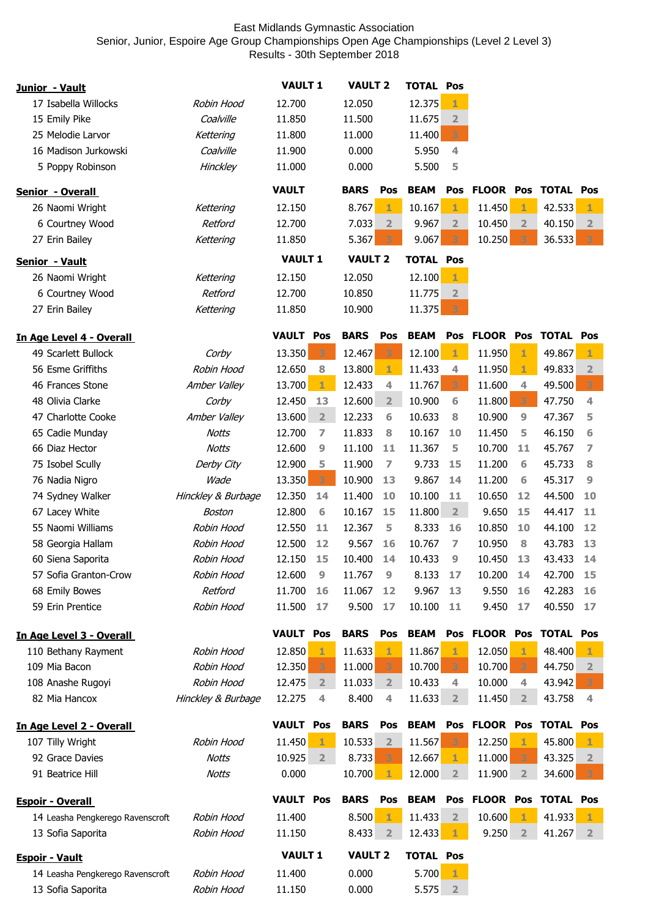East Midlands Gymnastic Association
Senior, Junior, Espoire Age Group Championships Open Age Championships (Level 2 Level 3)
Results - 30th September 2018

**Junior - Vault**

| | | VAULT 1 | VAULT 2 | TOTAL | Pos |
|---|---|---|---|---|---|
| 17 Isabella Willocks | Robin Hood | 12.700 | 12.050 | 12.375 | 1 |
| 15 Emily Pike | Coalville | 11.850 | 11.500 | 11.675 | 2 |
| 25 Melodie Larvor | Kettering | 11.800 | 11.000 | 11.400 | 3 |
| 16 Madison Jurkowski | Coalville | 11.900 | 0.000 | 5.950 | 4 |
| 5 Poppy Robinson | Hinckley | 11.000 | 0.000 | 5.500 | 5 |

**Senior - Overall**

| | | VAULT | BARS | Pos | BEAM | Pos | FLOOR | Pos | TOTAL | Pos |
|---|---|---|---|---|---|---|---|---|---|---|
| 26 Naomi Wright | Kettering | 12.150 | 8.767 | 1 | 10.167 | 1 | 11.450 | 1 | 42.533 | 1 |
| 6 Courtney Wood | Retford | 12.700 | 7.033 | 2 | 9.967 | 2 | 10.450 | 2 | 40.150 | 2 |
| 27 Erin Bailey | Kettering | 11.850 | 5.367 | 3 | 9.067 | 3 | 10.250 | 3 | 36.533 | 3 |

**Senior - Vault**

| | | VAULT 1 | VAULT 2 | TOTAL | Pos |
|---|---|---|---|---|---|
| 26 Naomi Wright | Kettering | 12.150 | 12.050 | 12.100 | 1 |
| 6 Courtney Wood | Retford | 12.700 | 10.850 | 11.775 | 2 |
| 27 Erin Bailey | Kettering | 11.850 | 10.900 | 11.375 | 3 |

**In Age Level 4 - Overall**

| | | VAULT | Pos | BARS | Pos | BEAM | Pos | FLOOR | Pos | TOTAL | Pos |
|---|---|---|---|---|---|---|---|---|---|---|---|
| 49 Scarlett Bullock | Corby | 13.350 | 3 | 12.467 | 3 | 12.100 | 1 | 11.950 | 1 | 49.867 | 1 |
| 56 Esme Griffiths | Robin Hood | 12.650 | 8 | 13.800 | 1 | 11.433 | 4 | 11.950 | 1 | 49.833 | 2 |
| 46 Frances Stone | Amber Valley | 13.700 | 1 | 12.433 | 4 | 11.767 | 3 | 11.600 | 4 | 49.500 | 3 |
| 48 Olivia Clarke | Corby | 12.450 | 13 | 12.600 | 2 | 10.900 | 6 | 11.800 | 3 | 47.750 | 4 |
| 47 Charlotte Cooke | Amber Valley | 13.600 | 2 | 12.233 | 6 | 10.633 | 8 | 10.900 | 9 | 47.367 | 5 |
| 65 Cadie Munday | Notts | 12.700 | 7 | 11.833 | 8 | 10.167 | 10 | 11.450 | 5 | 46.150 | 6 |
| 66 Diaz Hector | Notts | 12.600 | 9 | 11.100 | 11 | 11.367 | 5 | 10.700 | 11 | 45.767 | 7 |
| 75 Isobel Scully | Derby City | 12.900 | 5 | 11.900 | 7 | 9.733 | 15 | 11.200 | 6 | 45.733 | 8 |
| 76 Nadia Nigro | Wade | 13.350 | 3 | 10.900 | 13 | 9.867 | 14 | 11.200 | 6 | 45.317 | 9 |
| 74 Sydney Walker | Hinckley & Burbage | 12.350 | 14 | 11.400 | 10 | 10.100 | 11 | 10.650 | 12 | 44.500 | 10 |
| 67 Lacey White | Boston | 12.800 | 6 | 10.167 | 15 | 11.800 | 2 | 9.650 | 15 | 44.417 | 11 |
| 55 Naomi Williams | Robin Hood | 12.550 | 11 | 12.367 | 5 | 8.333 | 16 | 10.850 | 10 | 44.100 | 12 |
| 58 Georgia Hallam | Robin Hood | 12.500 | 12 | 9.567 | 16 | 10.767 | 7 | 10.950 | 8 | 43.783 | 13 |
| 60 Siena Saporita | Robin Hood | 12.150 | 15 | 10.400 | 14 | 10.433 | 9 | 10.450 | 13 | 43.433 | 14 |
| 57 Sofia Granton-Crow | Robin Hood | 12.600 | 9 | 11.767 | 9 | 8.133 | 17 | 10.200 | 14 | 42.700 | 15 |
| 68 Emily Bowes | Retford | 11.700 | 16 | 11.067 | 12 | 9.967 | 13 | 9.550 | 16 | 42.283 | 16 |
| 59 Erin Prentice | Robin Hood | 11.500 | 17 | 9.500 | 17 | 10.100 | 11 | 9.450 | 17 | 40.550 | 17 |

**In Age Level 3 - Overall**

| | | VAULT | Pos | BARS | Pos | BEAM | Pos | FLOOR | Pos | TOTAL | Pos |
|---|---|---|---|---|---|---|---|---|---|---|---|
| 110 Bethany Rayment | Robin Hood | 12.850 | 1 | 11.633 | 1 | 11.867 | 1 | 12.050 | 1 | 48.400 | 1 |
| 109 Mia Bacon | Robin Hood | 12.350 | 3 | 11.000 | 3 | 10.700 | 3 | 10.700 | 3 | 44.750 | 2 |
| 108 Anashe Rugoyi | Robin Hood | 12.475 | 2 | 11.033 | 2 | 10.433 | 4 | 10.000 | 4 | 43.942 | 3 |
| 82 Mia Hancox | Hinckley & Burbage | 12.275 | 4 | 8.400 | 4 | 11.633 | 2 | 11.450 | 2 | 43.758 | 4 |

**In Age Level 2 - Overall**

| | | VAULT | Pos | BARS | Pos | BEAM | Pos | FLOOR | Pos | TOTAL | Pos |
|---|---|---|---|---|---|---|---|---|---|---|---|
| 107 Tilly Wright | Robin Hood | 11.450 | 1 | 10.533 | 2 | 11.567 | 3 | 12.250 | 1 | 45.800 | 1 |
| 92 Grace Davies | Notts | 10.925 | 2 | 8.733 | 3 | 12.667 | 1 | 11.000 | 3 | 43.325 | 2 |
| 91 Beatrice Hill | Notts | 0.000 | | 10.700 | 1 | 12.000 | 2 | 11.900 | 2 | 34.600 | 3 |

**Espoir - Overall**

| | | VAULT | Pos | BARS | Pos | BEAM | Pos | FLOOR | Pos | TOTAL | Pos |
|---|---|---|---|---|---|---|---|---|---|---|---|
| 14 Leasha Pengkerego Ravenscroft | Robin Hood | 11.400 | | 8.500 | 1 | 11.433 | 2 | 10.600 | 1 | 41.933 | 1 |
| 13 Sofia Saporita | Robin Hood | 11.150 | | 8.433 | 2 | 12.433 | 1 | 9.250 | 2 | 41.267 | 2 |

**Espoir - Vault**

| | | VAULT 1 | VAULT 2 | TOTAL | Pos |
|---|---|---|---|---|---|
| 14 Leasha Pengkerego Ravenscroft | Robin Hood | 11.400 | 0.000 | 5.700 | 1 |
| 13 Sofia Saporita | Robin Hood | 11.150 | 0.000 | 5.575 | 2 |